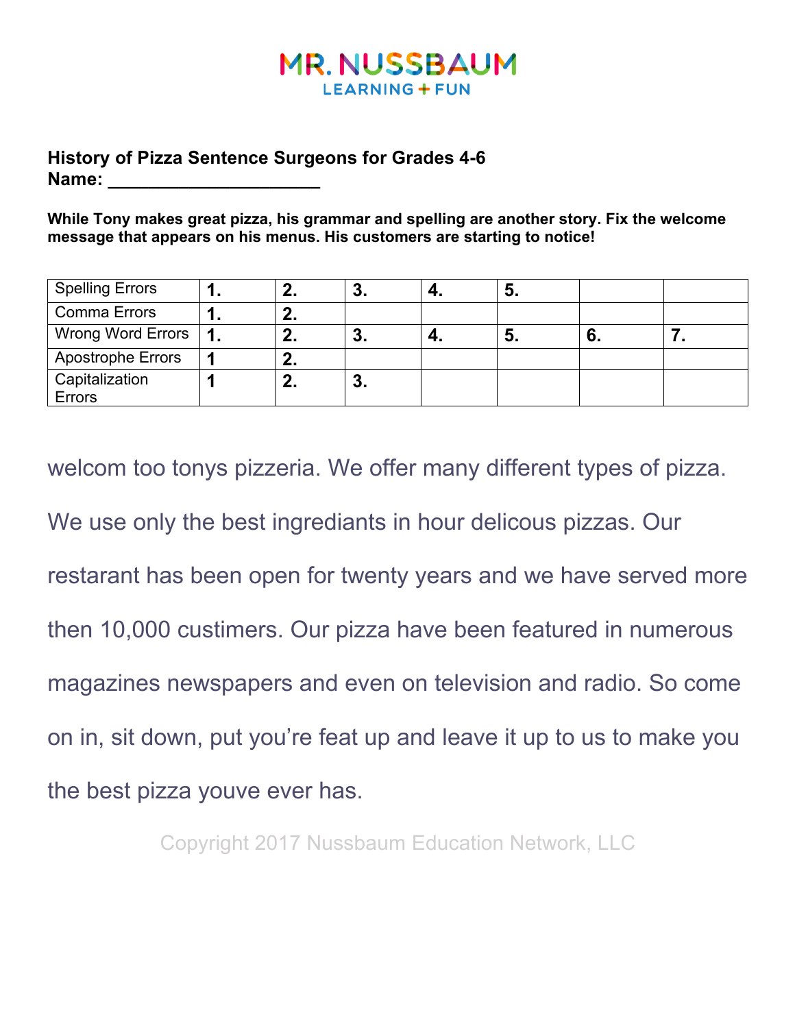MR. NUSSBAUM
LEARNING + FUN

**History of Pizza Sentence Surgeons for Grades 4-6**
**Name: ____________________**

**While Tony makes great pizza, his grammar and spelling are another story. Fix the welcome message that appears on his menus. His customers are starting to notice!**

| | | | | | | | |
|---|---|---|---|---|---|---|---|
| Spelling Errors | **1.** | **2.** | **3.** | **4.** | **5.** | | |
| Comma Errors | **1.** | **2.** | | | | | |
| Wrong Word Errors | **1.** | **2.** | **3.** | **4.** | **5.** | **6.** | **7.** |
| Apostrophe Errors | **1** | **2.** | | | | | |
| Capitalization Errors | **1** | **2.** | **3.** | | | | |

welcom too tonys pizzeria. We offer many different types of pizza. We use only the best ingrediants in hour delicous pizzas. Our restarant has been open for twenty years and we have served more then 10,000 custimers. Our pizza have been featured in numerous magazines newspapers and even on television and radio. So come on in, sit down, put you're feat up and leave it up to us to make you the best pizza youve ever has.

Copyright 2017 Nussbaum Education Network, LLC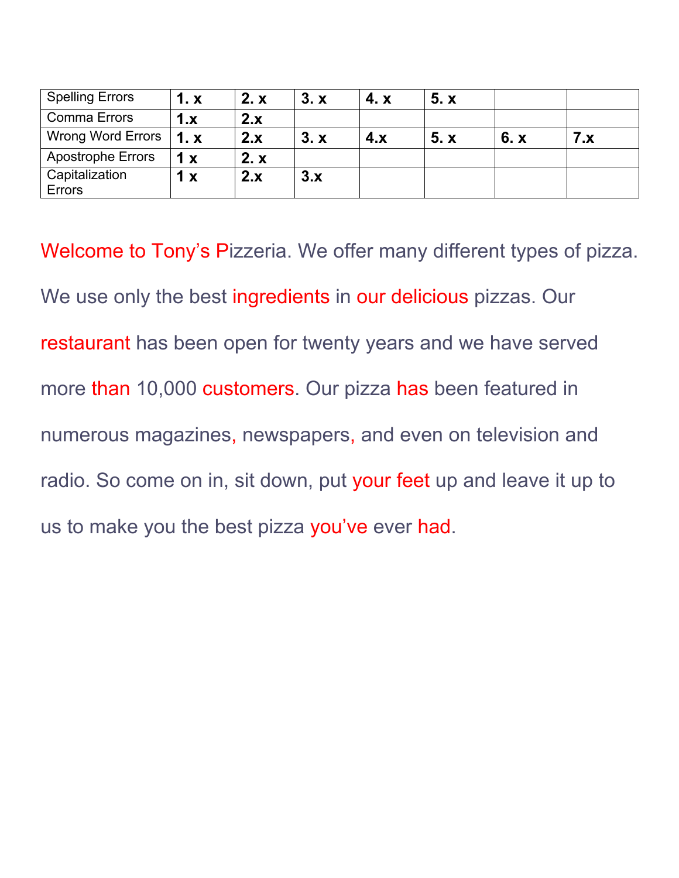| | | | | | | | |
|---|---|---|---|---|---|---|---|
| Spelling Errors | **1. x** | **2. x** | **3. x** | **4. x** | **5. x** | | |
| Comma Errors | **1.x** | **2.x** | | | | | |
| Wrong Word Errors | **1. x** | **2.x** | **3. x** | **4.x** | **5. x** | **6. x** | **7.x** |
| Apostrophe Errors | **1 x** | **2. x** | | | | | |
| Capitalization Errors | **1 x** | **2.x** | **3.x** | | | | |

Welcome to Tony's Pizzeria. We offer many different types of pizza. We use only the best ingredients in our delicious pizzas. Our restaurant has been open for twenty years and we have served more than 10,000 customers. Our pizza has been featured in numerous magazines, newspapers, and even on television and radio. So come on in, sit down, put your feet up and leave it up to us to make you the best pizza you've ever had.